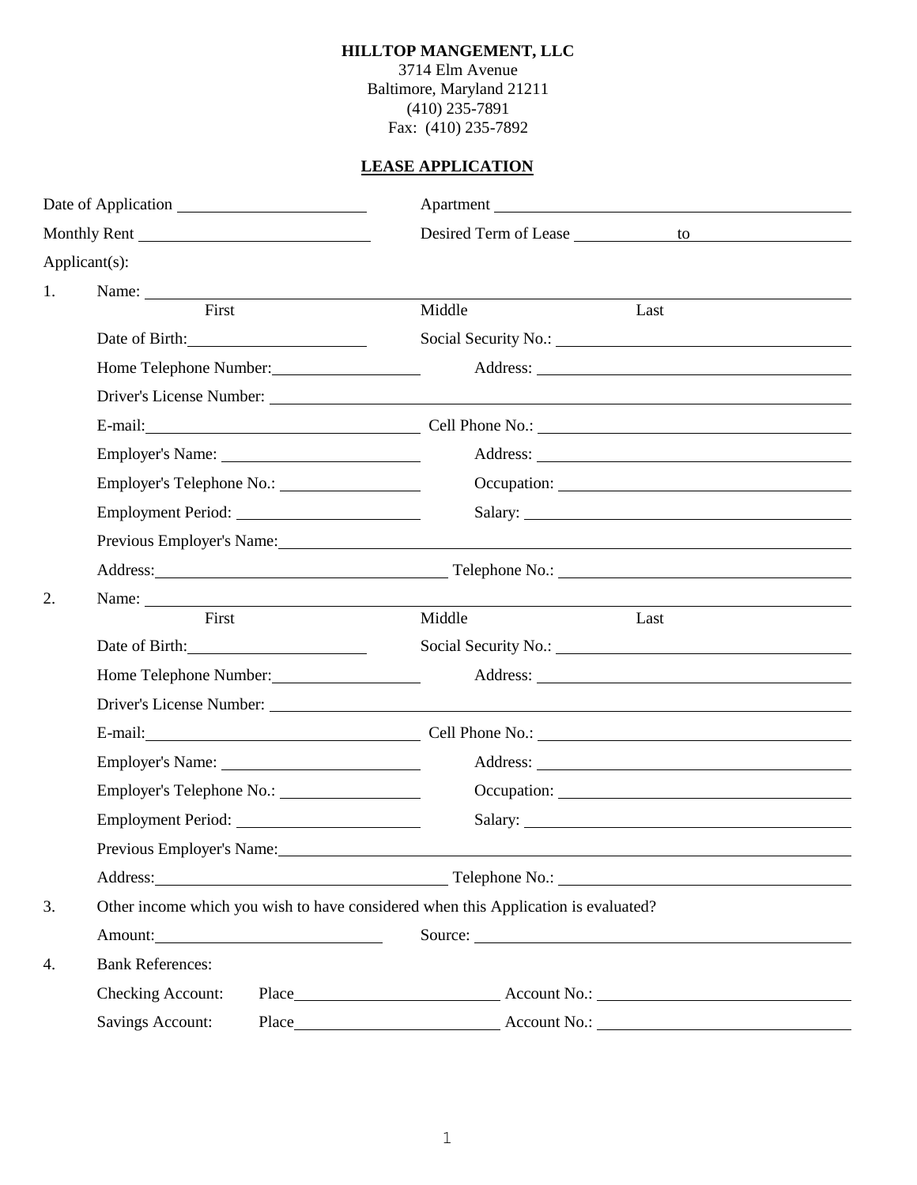**HILLTOP MANGEMENT, LLC**
3714 Elm Avenue
Baltimore, Maryland 21211
(410) 235-7891
Fax: (410) 235-7892

**LEASE APPLICATION**

Date of Application ____________________ Apartment ________________________________

Monthly Rent ________________________ Desired Term of Lease __________ to ______________

Applicant(s):

1. Name: ____________________________________________________________________
   First Middle Last

   Date of Birth: ____________________ Social Security No.: ______________________________

   Home Telephone Number: ______________ Address: ______________________________

   Driver's License Number: ____________________________________________________

   E-mail: ____________________________ Cell Phone No.: ______________________________

   Employer's Name: ____________________ Address: ______________________________

   Employer's Telephone No.: ______________ Occupation: ______________________________

   Employment Period: __________________ Salary: ______________________________

   Previous Employer's Name: ____________________________________________________

   Address: ____________________________ Telephone No.: ______________________________

2. Name: ____________________________________________________________________
   First Middle Last

   Date of Birth: ____________________ Social Security No.: ______________________________

   Home Telephone Number: ______________ Address: ______________________________

   Driver's License Number: ____________________________________________________

   E-mail: ____________________________ Cell Phone No.: ______________________________

   Employer's Name: ____________________ Address: ______________________________

   Employer's Telephone No.: ______________ Occupation: ______________________________

   Employment Period: __________________ Salary: ______________________________

   Previous Employer's Name: ____________________________________________________

   Address: ____________________________ Telephone No.: ______________________________

3. Other income which you wish to have considered when this Application is evaluated?

   Amount: ________________________ Source: ______________________________

4. Bank References:

   Checking Account: Place ______________________ Account No.: ______________________

   Savings Account: Place ______________________ Account No.: ______________________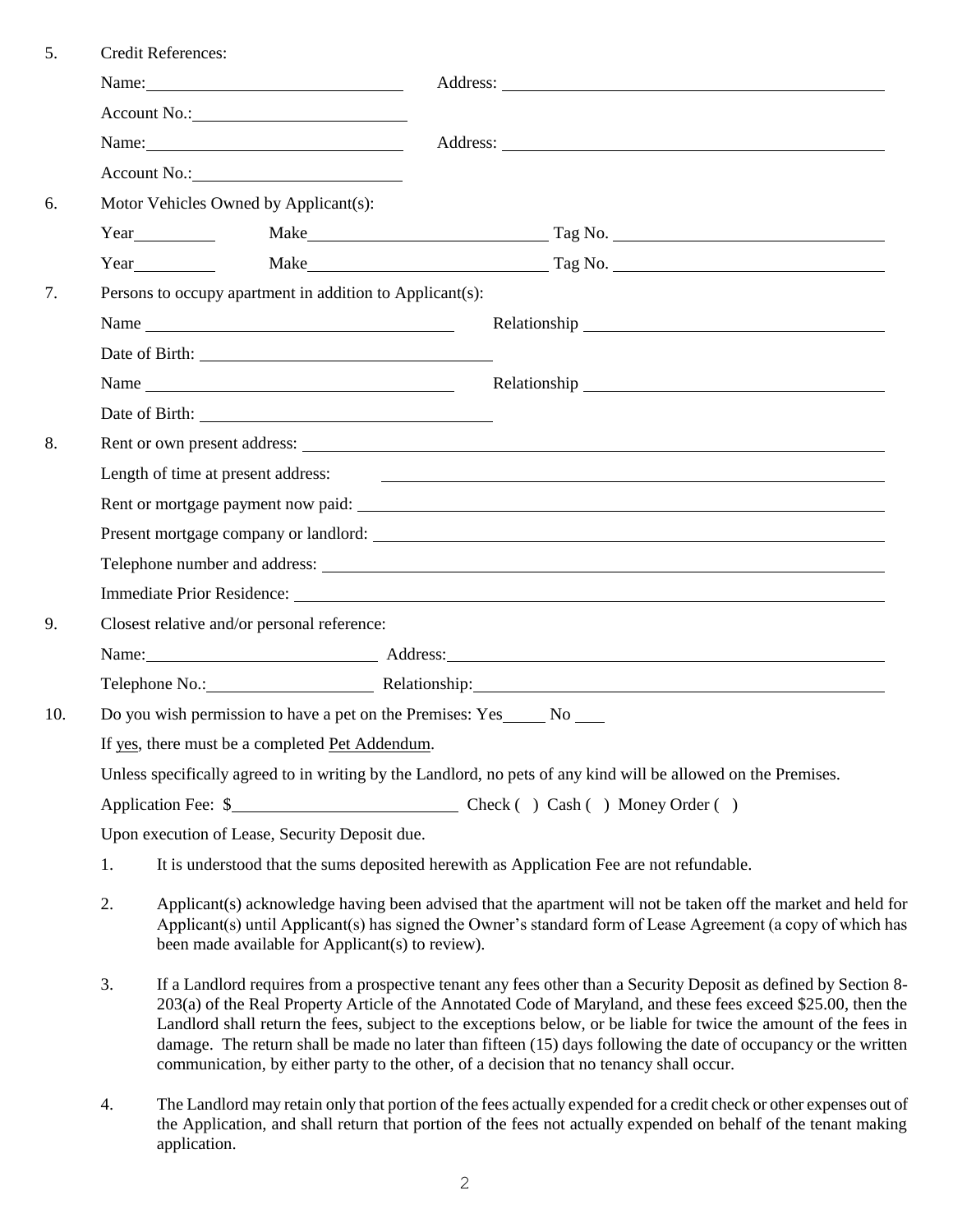5. Credit References:

   Name: ______________________________ Address: ______________________________________________

   Account No.: _________________________

   Name: ______________________________ Address: ______________________________________________

   Account No.: _________________________

6. Motor Vehicles Owned by Applicant(s):

   Year __________ Make ____________________________ Tag No. _______________________________

   Year __________ Make ____________________________ Tag No. _______________________________

7. Persons to occupy apartment in addition to Applicant(s):

   Name ____________________________________ Relationship ___________________________________

   Date of Birth: ___________________________________

   Name ____________________________________ Relationship ___________________________________

   Date of Birth: ___________________________________

8. Rent or own present address: __________________________________________________________________

   Length of time at present address: ______________________________________________________________

   Rent or mortgage payment now paid: _____________________________________________________________

   Present mortgage company or landlord: ___________________________________________________________

   Telephone number and address: __________________________________________________________________

   Immediate Prior Residence: ______________________________________________________________________

9. Closest relative and/or personal reference:

   Name: ____________________________ Address: ____________________________________________________

   Telephone No.: ____________________ Relationship: _______________________________________________

10. Do you wish permission to have a pet on the Premises: Yes_____ No ___

    If yes, there must be a completed Pet Addendum.

    Unless specifically agreed to in writing by the Landlord, no pets of any kind will be allowed on the Premises.

    Application Fee: $__________________________ Check ( ) Cash ( ) Money Order ( )

    Upon execution of Lease, Security Deposit due.

    1. It is understood that the sums deposited herewith as Application Fee are not refundable.

    2. Applicant(s) acknowledge having been advised that the apartment will not be taken off the market and held for Applicant(s) until Applicant(s) has signed the Owner's standard form of Lease Agreement (a copy of which has been made available for Applicant(s) to review).

    3. If a Landlord requires from a prospective tenant any fees other than a Security Deposit as defined by Section 8-203(a) of the Real Property Article of the Annotated Code of Maryland, and these fees exceed $25.00, then the Landlord shall return the fees, subject to the exceptions below, or be liable for twice the amount of the fees in damage. The return shall be made no later than fifteen (15) days following the date of occupancy or the written communication, by either party to the other, of a decision that no tenancy shall occur.

    4. The Landlord may retain only that portion of the fees actually expended for a credit check or other expenses out of the Application, and shall return that portion of the fees not actually expended on behalf of the tenant making application.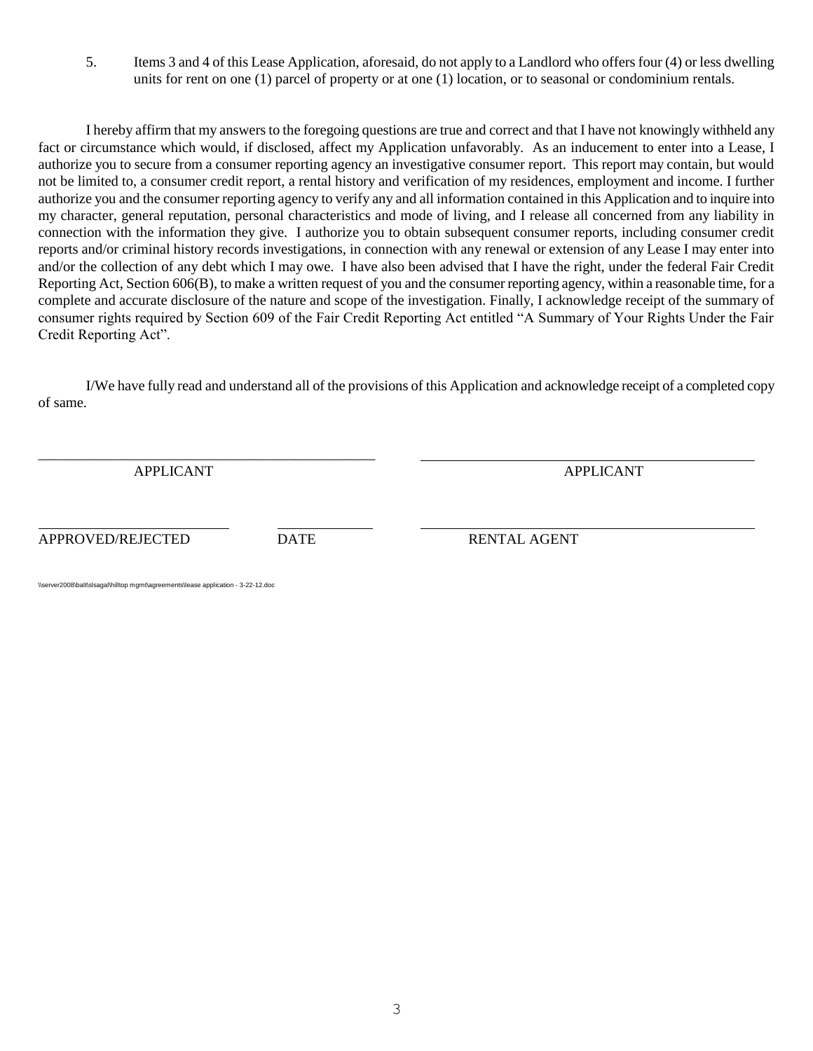5. Items 3 and 4 of this Lease Application, aforesaid, do not apply to a Landlord who offers four (4) or less dwelling units for rent on one (1) parcel of property or at one (1) location, or to seasonal or condominium rentals.

I hereby affirm that my answers to the foregoing questions are true and correct and that I have not knowingly withheld any fact or circumstance which would, if disclosed, affect my Application unfavorably. As an inducement to enter into a Lease, I authorize you to secure from a consumer reporting agency an investigative consumer report. This report may contain, but would not be limited to, a consumer credit report, a rental history and verification of my residences, employment and income. I further authorize you and the consumer reporting agency to verify any and all information contained in this Application and to inquire into my character, general reputation, personal characteristics and mode of living, and I release all concerned from any liability in connection with the information they give. I authorize you to obtain subsequent consumer reports, including consumer credit reports and/or criminal history records investigations, in connection with any renewal or extension of any Lease I may enter into and/or the collection of any debt which I may owe. I have also been advised that I have the right, under the federal Fair Credit Reporting Act, Section 606(B), to make a written request of you and the consumer reporting agency, within a reasonable time, for a complete and accurate disclosure of the nature and scope of the investigation. Finally, I acknowledge receipt of the summary of consumer rights required by Section 609 of the Fair Credit Reporting Act entitled "A Summary of Your Rights Under the Fair Credit Reporting Act".

I/We have fully read and understand all of the provisions of this Application and acknowledge receipt of a completed copy of same.

_______________________________________ APPLICANT

_______________________________________ APPLICANT

_______________________ APPROVED/REJECTED

___________ DATE

_______________________________________ RENTAL AGENT

\\server2008\balt\slsagal\hilltop mgmt\agreements\lease application - 3-22-12.doc